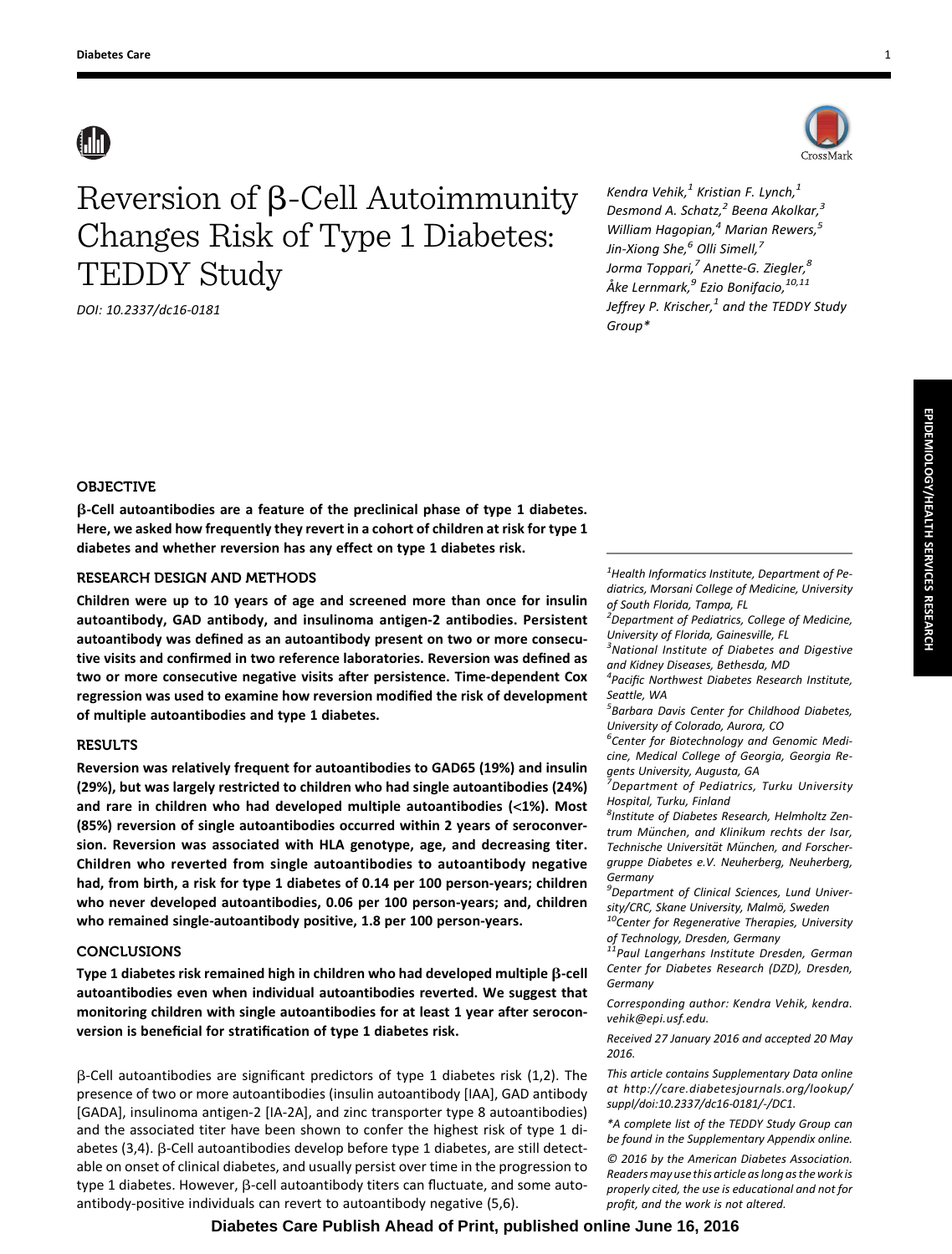# Reversion of β-Cell Autoimmunity Changes Risk of Type 1 Diabetes: TEDDY Study

DOI: 10.2337/dc16-0181

*Kendra Vehik,[1] Kristian F. Lynch,[1] Desmond A. Schatz,[2] Beena Akolkar,[3] William Hagopian,[4] Marian Rewers,[5] Jin-Xiong She,[6] Olli Simell,[7] Jorma Toppari,[7] Anette-G. Ziegler,[8] Åke Lernmark,[9] Ezio Bonifacio,[10,11] Jeffrey P. Krischer,[1] and the TEDDY Study Group**

### OBJECTIVE

**β-Cell autoantibodies are a feature of the preclinical phase of type 1 diabetes. Here, we asked how frequently they revert in a cohort of children at risk for type 1 diabetes and whether reversion has any effect on type 1 diabetes risk.**

### RESEARCH DESIGN AND METHODS

**Children were up to 10 years of age and screened more than once for insulin autoantibody, GAD antibody, and insulinoma antigen-2 antibodies. Persistent autoantibody was defined as an autoantibody present on two or more consecutive visits and confirmed in two reference laboratories. Reversion was defined as two or more consecutive negative visits after persistence. Time-dependent Cox regression was used to examine how reversion modified the risk of development of multiple autoantibodies and type 1 diabetes.**

### RESULTS

**Reversion was relatively frequent for autoantibodies to GAD65 (19%) and insulin (29%), but was largely restricted to children who had single autoantibodies (24%) and rare in children who had developed multiple autoantibodies (<1%). Most (85%) reversion of single autoantibodies occurred within 2 years of seroconversion. Reversion was associated with HLA genotype, age, and decreasing titer. Children who reverted from single autoantibodies to autoantibody negative had, from birth, a risk for type 1 diabetes of 0.14 per 100 person-years; children who never developed autoantibodies, 0.06 per 100 person-years; and, children who remained single-autoantibody positive, 1.8 per 100 person-years.**

### CONCLUSIONS

**Type 1 diabetes risk remained high in children who had developed multiple β-cell autoantibodies even when individual autoantibodies reverted. We suggest that monitoring children with single autoantibodies for at least 1 year after seroconversion is beneficial for stratification of type 1 diabetes risk.**

β-Cell autoantibodies are significant predictors of type 1 diabetes risk (1,2). The presence of two or more autoantibodies (insulin autoantibody [IAA], GAD antibody [GADA], insulinoma antigen-2 [IA-2A], and zinc transporter type 8 autoantibodies) and the associated titer have been shown to confer the highest risk of type 1 diabetes (3,4). β-Cell autoantibodies develop before type 1 diabetes, are still detectable on onset of clinical diabetes, and usually persist over time in the progression to type 1 diabetes. However, β-cell autoantibody titers can fluctuate, and some autoantibody-positive individuals can revert to autoantibody negative (5,6).

---

[1]Health Informatics Institute, Department of Pediatrics, Morsani College of Medicine, University of South Florida, Tampa, FL

[2]Department of Pediatrics, College of Medicine, University of Florida, Gainesville, FL

[3]National Institute of Diabetes and Digestive and Kidney Diseases, Bethesda, MD

[4]Pacific Northwest Diabetes Research Institute, Seattle, WA

[5]Barbara Davis Center for Childhood Diabetes, University of Colorado, Aurora, CO

[6]Center for Biotechnology and Genomic Medicine, Medical College of Georgia, Georgia Regents University, Augusta, GA

[7]Department of Pediatrics, Turku University Hospital, Turku, Finland

[8]Institute of Diabetes Research, Helmholtz Zentrum München, and Klinikum rechts der Isar, Technische Universität München, and Forschergruppe Diabetes e.V. Neuherberg, Neuherberg, Germany

[9]Department of Clinical Sciences, Lund University/CRC, Skane University, Malmö, Sweden

[10]Center for Regenerative Therapies, University of Technology, Dresden, Germany

[11]Paul Langerhans Institute Dresden, German Center for Diabetes Research (DZD), Dresden, Germany

Corresponding author: Kendra Vehik, kendra.vehik@epi.usf.edu.

Received 27 January 2016 and accepted 20 May 2016.

This article contains Supplementary Data online at http://care.diabetesjournals.org/lookup/suppl/doi:10.2337/dc16-0181/-/DC1.

*A complete list of the TEDDY Study Group can be found in the Supplementary Appendix online.

© 2016 by the American Diabetes Association. Readers may use this article as long as the work is properly cited, the use is educational and not for profit, and the work is not altered.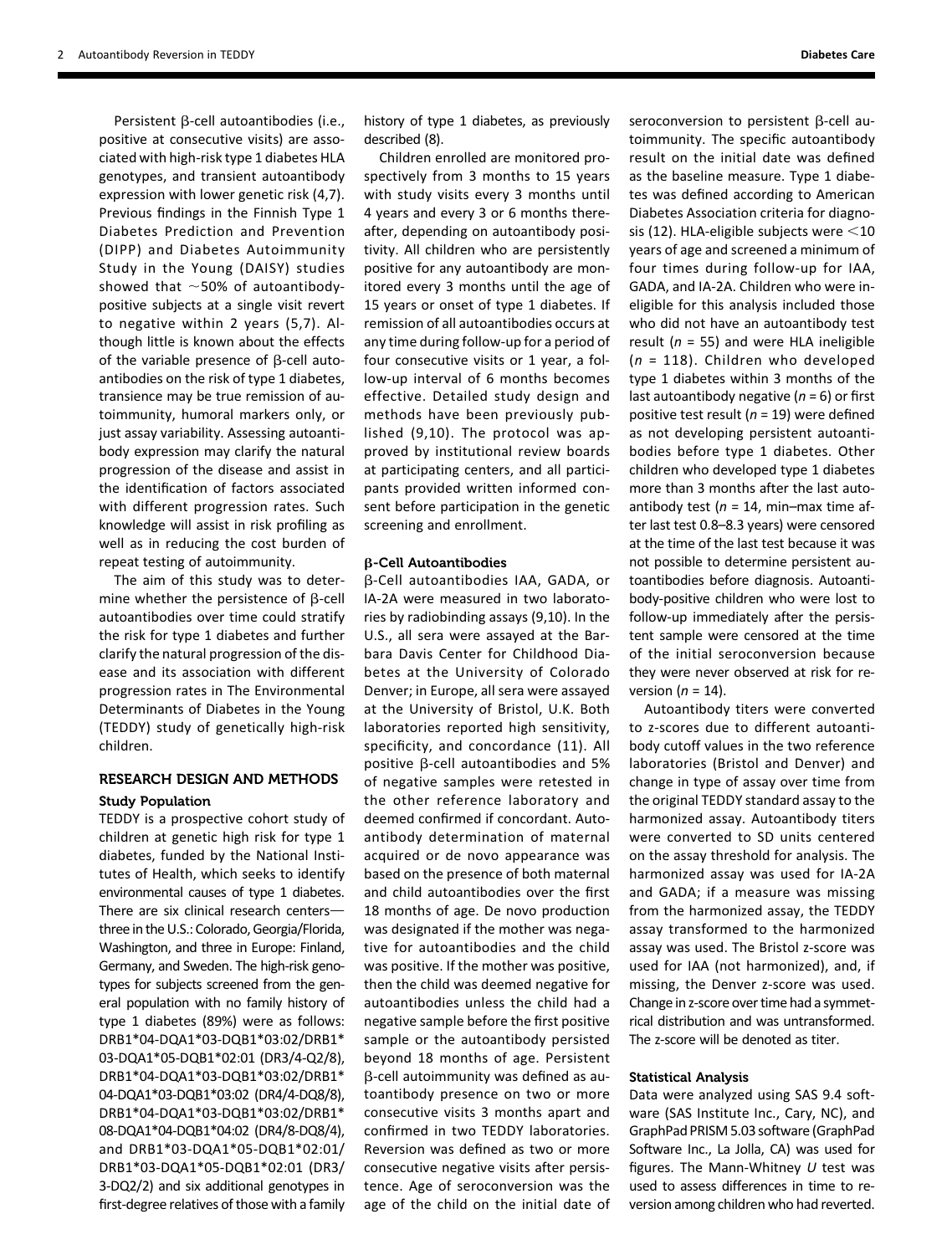Persistent β-cell autoantibodies (i.e., positive at consecutive visits) are associated with high-risk type 1 diabetes HLA genotypes, and transient autoantibody expression with lower genetic risk (4,7). Previous findings in the Finnish Type 1 Diabetes Prediction and Prevention (DIPP) and Diabetes Autoimmunity Study in the Young (DAISY) studies showed that ~50% of autoantibody-positive subjects at a single visit revert to negative within 2 years (5,7). Although little is known about the effects of the variable presence of β-cell autoantibodies on the risk of type 1 diabetes, transience may be true remission of autoimmunity, humoral markers only, or just assay variability. Assessing autoantibody expression may clarify the natural progression of the disease and assist in the identification of factors associated with different progression rates. Such knowledge will assist in risk profiling as well as in reducing the cost burden of repeat testing of autoimmunity.

The aim of this study was to determine whether the persistence of β-cell autoantibodies over time could stratify the risk for type 1 diabetes and further clarify the natural progression of the disease and its association with different progression rates in The Environmental Determinants of Diabetes in the Young (TEDDY) study of genetically high-risk children.

## RESEARCH DESIGN AND METHODS

### Study Population

TEDDY is a prospective cohort study of children at genetic high risk for type 1 diabetes, funded by the National Institutes of Health, which seeks to identify environmental causes of type 1 diabetes. There are six clinical research centers—three in the U.S.: Colorado, Georgia/Florida, Washington, and three in Europe: Finland, Germany, and Sweden. The high-risk genotypes for subjects screened from the general population with no family history of type 1 diabetes (89%) were as follows: DRB1*04-DQA1*03-DQB1*03:02/DRB1*03-DQA1*05-DQB1*02:01 (DR3/4-Q2/8), DRB1*04-DQA1*03-DQB1*03:02/DRB1*04-DQA1*03-DQB1*03:02 (DR4/4-DQ8/8), DRB1*04-DQA1*03-DQB1*03:02/DRB1*08-DQA1*04-DQB1*04:02 (DR4/8-DQ8/4), and DRB1*03-DQA1*05-DQB1*02:01/DRB1*03-DQA1*05-DQB1*02:01 (DR3/3-DQ2/2) and six additional genotypes in first-degree relatives of those with a family history of type 1 diabetes, as previously described (8).

Children enrolled are monitored prospectively from 3 months to 15 years with study visits every 3 months until 4 years and every 3 or 6 months thereafter, depending on autoantibody positivity. All children who are persistently positive for any autoantibody are monitored every 3 months until the age of 15 years or onset of type 1 diabetes. If remission of all autoantibodies occurs at any time during follow-up for a period of four consecutive visits or 1 year, a follow-up interval of 6 months becomes effective. Detailed study design and methods have been previously published (9,10). The protocol was approved by institutional review boards at participating centers, and all participants provided written informed consent before participation in the genetic screening and enrollment.

### β-Cell Autoantibodies

β-Cell autoantibodies IAA, GADA, or IA-2A were measured in two laboratories by radiobinding assays (9,10). In the U.S., all sera were assayed at the Barbara Davis Center for Childhood Diabetes at the University of Colorado Denver; in Europe, all sera were assayed at the University of Bristol, U.K. Both laboratories reported high sensitivity, specificity, and concordance (11). All positive β-cell autoantibodies and 5% of negative samples were retested in the other reference laboratory and deemed confirmed if concordant. Autoantibody determination of maternal acquired or de novo appearance was based on the presence of both maternal and child autoantibodies over the first 18 months of age. De novo production was designated if the mother was negative for autoantibodies and the child was positive. If the mother was positive, then the child was deemed negative for autoantibodies unless the child had a negative sample before the first positive sample or the autoantibody persisted beyond 18 months of age. Persistent β-cell autoimmunity was defined as autoantibody presence on two or more consecutive visits 3 months apart and confirmed in two TEDDY laboratories. Reversion was defined as two or more consecutive negative visits after persistence. Age of seroconversion was the age of the child on the initial date of seroconversion to persistent β-cell autoimmunity. The specific autoantibody result on the initial date was defined as the baseline measure. Type 1 diabetes was defined according to American Diabetes Association criteria for diagnosis (12). HLA-eligible subjects were <10 years of age and screened a minimum of four times during follow-up for IAA, GADA, and IA-2A. Children who were ineligible for this analysis included those who did not have an autoantibody test result ($n$ = 55) and were HLA ineligible ($n$ = 118). Children who developed type 1 diabetes within 3 months of the last autoantibody negative ($n$ = 6) or first positive test result ($n$ = 19) were defined as not developing persistent autoantibodies before type 1 diabetes. Other children who developed type 1 diabetes more than 3 months after the last autoantibody test ($n$ = 14, min–max time after last test 0.8–8.3 years) were censored at the time of the last test because it was not possible to determine persistent autoantibodies before diagnosis. Autoantibody-positive children who were lost to follow-up immediately after the persistent sample were censored at the time of the initial seroconversion because they were never observed at risk for reversion ($n$ = 14).

Autoantibody titers were converted to z-scores due to different autoantibody cutoff values in the two reference laboratories (Bristol and Denver) and change in type of assay over time from the original TEDDY standard assay to the harmonized assay. Autoantibody titers were converted to SD units centered on the assay threshold for analysis. The harmonized assay was used for IA-2A and GADA; if a measure was missing from the harmonized assay, the TEDDY assay transformed to the harmonized assay was used. The Bristol z-score was used for IAA (not harmonized), and, if missing, the Denver z-score was used. Change in z-score over time had a symmetrical distribution and was untransformed. The z-score will be denoted as titer.

### Statistical Analysis

Data were analyzed using SAS 9.4 software (SAS Institute Inc., Cary, NC), and GraphPad PRISM 5.03 software (GraphPad Software Inc., La Jolla, CA) was used for figures. The Mann-Whitney $U$ test was used to assess differences in time to reversion among children who had reverted.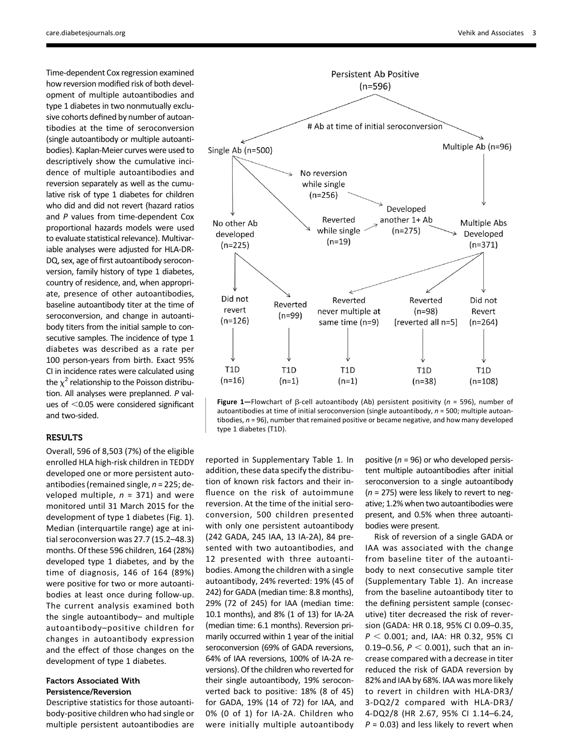Time-dependent Cox regression examined how reversion modified risk of both development of multiple autoantibodies and type 1 diabetes in two nonmutually exclusive cohorts defined by number of autoantibodies at the time of seroconversion (single autoantibody or multiple autoantibodies). Kaplan-Meier curves were used to descriptively show the cumulative incidence of multiple autoantibodies and reversion separately as well as the cumulative risk of type 1 diabetes for children who did and did not revert (hazard ratios and P values from time-dependent Cox proportional hazards models were used to evaluate statistical relevance). Multivariable analyses were adjusted for HLA-DR-DQ, sex, age of first autoantibody seroconversion, family history of type 1 diabetes, country of residence, and, when appropriate, presence of other autoantibodies, baseline autoantibody titer at the time of seroconversion, and change in autoantibody titers from the initial sample to consecutive samples. The incidence of type 1 diabetes was described as a rate per 100 person-years from birth. Exact 95% CI in incidence rates were calculated using the $\chi^2$ relationship to the Poisson distribution. All analyses were preplanned. P values of <0.05 were considered significant and two-sided.

Figure 1—Flowchart of β-cell autoantibody (Ab) persistent positivity ($n$ = 596), number of autoantibodies at time of initial seroconversion (single autoantibody, $n$ = 500; multiple autoantibodies, $n$ = 96), number that remained positive or became negative, and how many developed type 1 diabetes (T1D).

## RESULTS

Overall, 596 of 8,503 (7%) of the eligible enrolled HLA high-risk children in TEDDY developed one or more persistent autoantibodies (remained single, $n$ = 225; developed multiple, $n$ = 371) and were monitored until 31 March 2015 for the development of type 1 diabetes (Fig. 1). Median (interquartile range) age at initial seroconversion was 27.7 (15.2–48.3) months. Of these 596 children, 164 (28%) developed type 1 diabetes, and by the time of diagnosis, 146 of 164 (89%) were positive for two or more autoantibodies at least once during follow-up. The current analysis examined both the single autoantibody– and multiple autoantibody–positive children for changes in autoantibody expression and the effect of those changes on the development of type 1 diabetes.

### Factors Associated With Persistence/Reversion

Descriptive statistics for those autoantibody-positive children who had single or multiple persistent autoantibodies are reported in Supplementary Table 1. In addition, these data specify the distribution of known risk factors and their influence on the risk of autoimmune reversion. At the time of the initial seroconversion, 500 children presented with only one persistent autoantibody (242 GADA, 245 IAA, 13 IA-2A), 84 presented with two autoantibodies, and 12 presented with three autoantibodies. Among the children with a single autoantibody, 24% reverted: 19% (45 of 242) for GADA (median time: 8.8 months), 29% (72 of 245) for IAA (median time: 10.1 months), and 8% (1 of 13) for IA-2A (median time: 6.1 months). Reversion primarily occurred within 1 year of the initial seroconversion (69% of GADA reversions, 64% of IAA reversions, 100% of IA-2A reversions). Of the children who reverted for their single autoantibody, 19% seroconverted back to positive: 18% (8 of 45) for GADA, 19% (14 of 72) for IAA, and 0% (0 of 1) for IA-2A. Children who were initially multiple autoantibody positive ($n$ = 96) or who developed persistent multiple autoantibodies after initial seroconversion to a single autoantibody ($n$ = 275) were less likely to revert to negative; 1.2% when two autoantibodies were present, and 0.5% when three autoantibodies were present.

Risk of reversion of a single GADA or IAA was associated with the change from baseline titer of the autoantibody to next consecutive sample titer (Supplementary Table 1). An increase from the baseline autoantibody titer to the defining persistent sample (consecutive) titer decreased the risk of reversion (GADA: HR 0.18, 95% CI 0.09–0.35, $P < 0.001$; and, IAA: HR 0.32, 95% CI 0.19–0.56, $P < 0.001$), such that an increase compared with a decrease in titer reduced the risk of GADA reversion by 82% and IAA by 68%. IAA was more likely to revert in children with HLA-DR3/3-DQ2/2 compared with HLA-DR3/4-DQ2/8 (HR 2.67, 95% CI 1.14–6.24, $P$ = 0.03) and less likely to revert when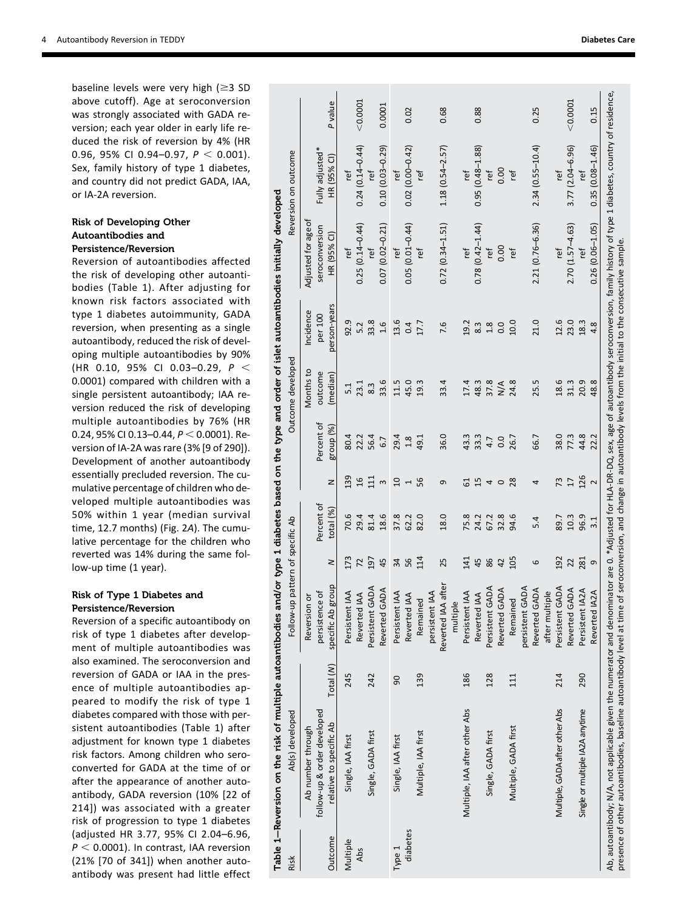baseline levels were very high (≥3 SD above cutoff). Age at seroconversion was strongly associated with GADA reversion; each year older in early life reduced the risk of reversion by 4% (HR 0.96, 95% CI 0.94–0.97, $P < 0.001$). Sex, family history of type 1 diabetes, and country did not predict GADA, IAA, or IA-2A reversion.

### Risk of Developing Other Autoantibodies and Persistence/Reversion

Reversion of autoantibodies affected the risk of developing other autoantibodies (Table 1). After adjusting for known risk factors associated with type 1 diabetes autoimmunity, GADA reversion, when presenting as a single autoantibody, reduced the risk of developing multiple autoantibodies by 90% (HR 0.10, 95% CI 0.03–0.29, $P < 0.0001$) compared with children with a single persistent autoantibody; IAA reversion reduced the risk of developing multiple autoantibodies by 76% (HR 0.24, 95% CI 0.13–0.44, $P < 0.0001$). Reversion of IA-2A was rare (3% [9 of 290]). Development of another autoantibody essentially precluded reversion. The cumulative percentage of children who developed multiple autoantibodies was 50% within 1 year (median survival time, 12.7 months) (Fig. 2A). The cumulative percentage for the children who reverted was 14% during the same follow-up time (1 year).

### Risk of Type 1 Diabetes and Persistence/Reversion

Reversion of a specific autoantibody on risk of type 1 diabetes after development of multiple autoantibodies was also examined. The seroconversion and reversion of GADA or IAA in the presence of multiple autoantibodies appeared to modify the risk of type 1 diabetes compared with those with persistent autoantibodies (Table 1) after adjustment for known type 1 diabetes risk factors. Among children who seroconverted for GADA at the time of or after the appearance of another autoantibody, GADA reversion (10% [22 of 214]) was associated with a greater risk of progression to type 1 diabetes (adjusted HR 3.77, 95% CI 2.04–6.96, $P < 0.0001$). In contrast, IAA reversion (21% [70 of 341]) when another autoantibody was present had little effect

**Table 1—Reversion on the risk of multiple autoantibodies and/or type 1 diabetes based on the type and order of islet autoantibodies initially developed**

| Risk | Ab(s) developed | | Follow-up pattern of specific Ab | | | Outcome developed | | | | Reversion on outcome | | |
|---|---|---|---|---|---|---|---|---|---|---|---|---|
| Outcome | Ab number through follow-up & order developed relative to specific Ab | Total (N) | Reversion or persistence of specific Ab group | N | Percent of total (%) | N | Percent of group (%) | Months to outcome (median) | Incidence per 100 person-years | Adjusted for age of seroconversion HR (95% CI) | Fully adjusted* HR (95% CI) | P value |
| Multiple Abs | Single, IAA first | 245 | Persistent IAA | 173 | 70.6 | 139 | 80.4 | 5.1 | 92.9 | ref | ref | |
| | | | Reverted IAA | 72 | 29.4 | 16 | 22.2 | 23.1 | 5.2 | 0.25 (0.14–0.44) | 0.24 (0.14–0.44) | <0.0001 |
| | Single, GADA first | 242 | Persistent GADA | 197 | 81.4 | 111 | 56.4 | 8.3 | 33.8 | ref | ref | |
| | | | Reverted GADA | 45 | 18.6 | 3 | 6.7 | 33.6 | 1.6 | 0.07 (0.02–0.21) | 0.10 (0.03–0.29) | 0.0001 |
| Type 1 diabetes | Single, IAA first | 90 | Persistent IAA | 34 | 37.8 | 10 | 29.4 | 11.5 | 13.6 | ref | ref | |
| | | | Reverted IAA | 56 | 62.2 | 1 | 1.8 | 45.0 | 0.4 | 0.05 (0.01–0.44) | 0.02 (0.00–0.42) | 0.02 |
| | Multiple, IAA first | 139 | Remained persistent IAA | 114 | 82.0 | 56 | 49.1 | 19.3 | 17.7 | ref | ref | |
| | | | Reverted IAA after multiple | 25 | 18.0 | 9 | 36.0 | 33.4 | 7.6 | 0.72 (0.34–1.51) | 1.18 (0.54–2.57) | 0.68 |
| | Multiple, IAA after other Abs | 186 | Persistent IAA | 141 | 75.8 | 61 | 43.3 | 17.4 | 19.2 | ref | ref | |
| | | | Reverted IAA | 45 | 24.2 | 15 | 33.3 | 48.3 | 8.3 | 0.78 (0.42–1.44) | 0.95 (0.48–1.88) | 0.88 |
| | Single, GADA first | 128 | Persistent GADA | 86 | 67.2 | 4 | 4.7 | 37.8 | 1.8 | ref | ref | |
| | | | Reverted GADA | 42 | 32.8 | 0 | 0.0 | N/A | 0.0 | 0.00 | 0.00 | |
| | Multiple, GADA first | 111 | Remained persistent GADA | 105 | 94.6 | 28 | 26.7 | 24.8 | 10.0 | ref | ref | |
| | | | Reverted GADA after multiple | 6 | 5.4 | 4 | 66.7 | 25.5 | 21.0 | 2.21 (0.76–6.36) | 2.34 (0.55–10.4) | 0.25 |
| | Multiple, GADA after other Abs | 214 | Persistent GADA | 192 | 89.7 | 73 | 38.0 | 18.6 | 12.6 | ref | ref | |
| | | | Reverted GADA | 22 | 10.3 | 17 | 77.3 | 31.3 | 23.0 | 2.70 (1.57–4.63) | 3.77 (2.04–6.96) | <0.0001 |
| | Single or multiple IA2A anytime | 290 | Persistent IA2A | 281 | 96.9 | 126 | 44.8 | 20.9 | 18.3 | ref | ref | |
| | | | Reverted IA2A | 9 | 3.1 | 2 | 22.2 | 48.8 | 4.8 | 0.26 (0.06–1.05) | 0.35 (0.08–1.46) | 0.15 |

Ab, autoantibody; N/A, not applicable given the numerator and denominator are 0. *Adjusted for HLA-DR-DQ, sex, age of autoantibody seroconversion, family history of type 1 diabetes, country of residence, presence of other autoantibodies, baseline autoantibody level at time of seroconversion, and change in autoantibody levels from the initial to the consecutive sample.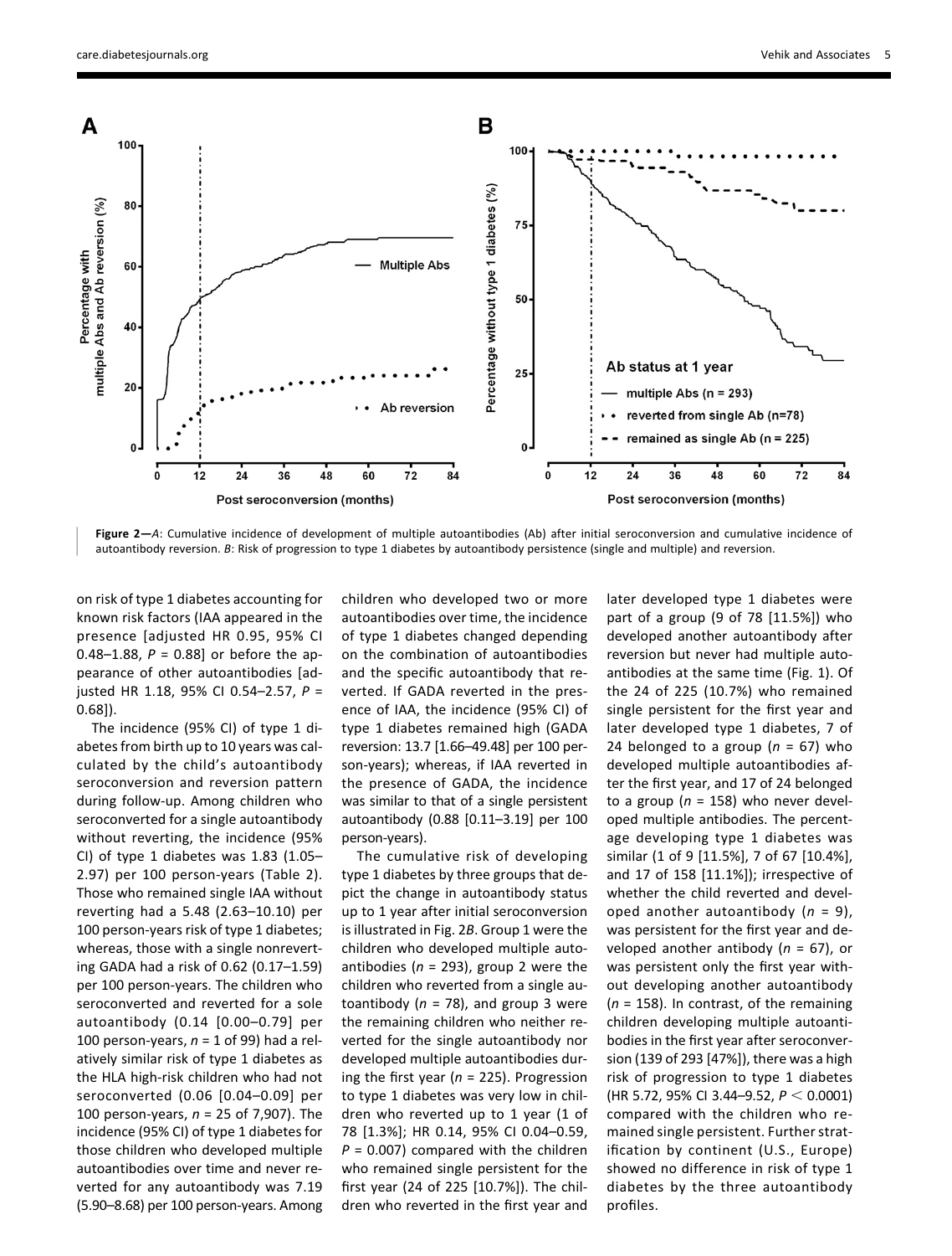**Figure 2**—*A*: Cumulative incidence of development of multiple autoantibodies (Ab) after initial seroconversion and cumulative incidence of autoantibody reversion. *B*: Risk of progression to type 1 diabetes by autoantibody persistence (single and multiple) and reversion.

on risk of type 1 diabetes accounting for known risk factors (IAA appeared in the presence [adjusted HR 0.95, 95% CI 0.48–1.88, $P = 0.88$] or before the appearance of other autoantibodies [adjusted HR 1.18, 95% CI 0.54–2.57, $P = 0.68$]).

The incidence (95% CI) of type 1 diabetes from birth up to 10 years was calculated by the child's autoantibody seroconversion and reversion pattern during follow-up. Among children who seroconverted for a single autoantibody without reverting, the incidence (95% CI) of type 1 diabetes was 1.83 (1.05–2.97) per 100 person-years (Table 2). Those who remained single IAA without reverting had a 5.48 (2.63–10.10) per 100 person-years risk of type 1 diabetes; whereas, those with a single nonreverting GADA had a risk of 0.62 (0.17–1.59) per 100 person-years. The children who seroconverted and reverted for a sole autoantibody (0.14 [0.00–0.79] per 100 person-years, $n = 1$ of 99) had a relatively similar risk of type 1 diabetes as the HLA high-risk children who had not seroconverted (0.06 [0.04–0.09] per 100 person-years, $n = 25$ of 7,907). The incidence (95% CI) of type 1 diabetes for those children who developed multiple autoantibodies over time and never reverted for any autoantibody was 7.19 (5.90–8.68) per 100 person-years. Among children who developed two or more autoantibodies over time, the incidence of type 1 diabetes changed depending on the combination of autoantibodies and the specific autoantibody that reverted. If GADA reverted in the presence of IAA, the incidence (95% CI) of type 1 diabetes remained high (GADA reversion: 13.7 [1.66–49.48] per 100 person-years); whereas, if IAA reverted in the presence of GADA, the incidence was similar to that of a single persistent autoantibody (0.88 [0.11–3.19] per 100 person-years).

The cumulative risk of developing type 1 diabetes by three groups that depict the change in autoantibody status up to 1 year after initial seroconversion is illustrated in Fig. 2*B*. Group 1 were the children who developed multiple autoantibodies ($n = 293$), group 2 were the children who reverted from a single autoantibody ($n = 78$), and group 3 were the remaining children who neither reverted for the single autoantibody nor developed multiple autoantibodies during the first year ($n = 225$). Progression to type 1 diabetes was very low in children who reverted up to 1 year (1 of 78 [1.3%]; HR 0.14, 95% CI 0.04–0.59, $P = 0.007$) compared with the children who remained single persistent for the first year (24 of 225 [10.7%]). The children who reverted in the first year and later developed type 1 diabetes were part of a group (9 of 78 [11.5%]) who developed another autoantibody after reversion but never had multiple autoantibodies at the same time (Fig. 1). Of the 24 of 225 (10.7%) who remained single persistent for the first year and later developed type 1 diabetes, 7 of 24 belonged to a group ($n = 67$) who developed multiple autoantibodies after the first year, and 17 of 24 belonged to a group ($n = 158$) who never developed multiple antibodies. The percentage developing type 1 diabetes was similar (1 of 9 [11.5%], 7 of 67 [10.4%], and 17 of 158 [11.1%]); irrespective of whether the child reverted and developed another autoantibody ($n = 9$), was persistent for the first year and developed another antibody ($n = 67$), or was persistent only the first year without developing another autoantibody ($n = 158$). In contrast, of the remaining children developing multiple autoantibodies in the first year after seroconversion (139 of 293 [47%]), there was a high risk of progression to type 1 diabetes (HR 5.72, 95% CI 3.44–9.52, $P < 0.0001$) compared with the children who remained single persistent. Further stratification by continent (U.S., Europe) showed no difference in risk of type 1 diabetes by the three autoantibody profiles.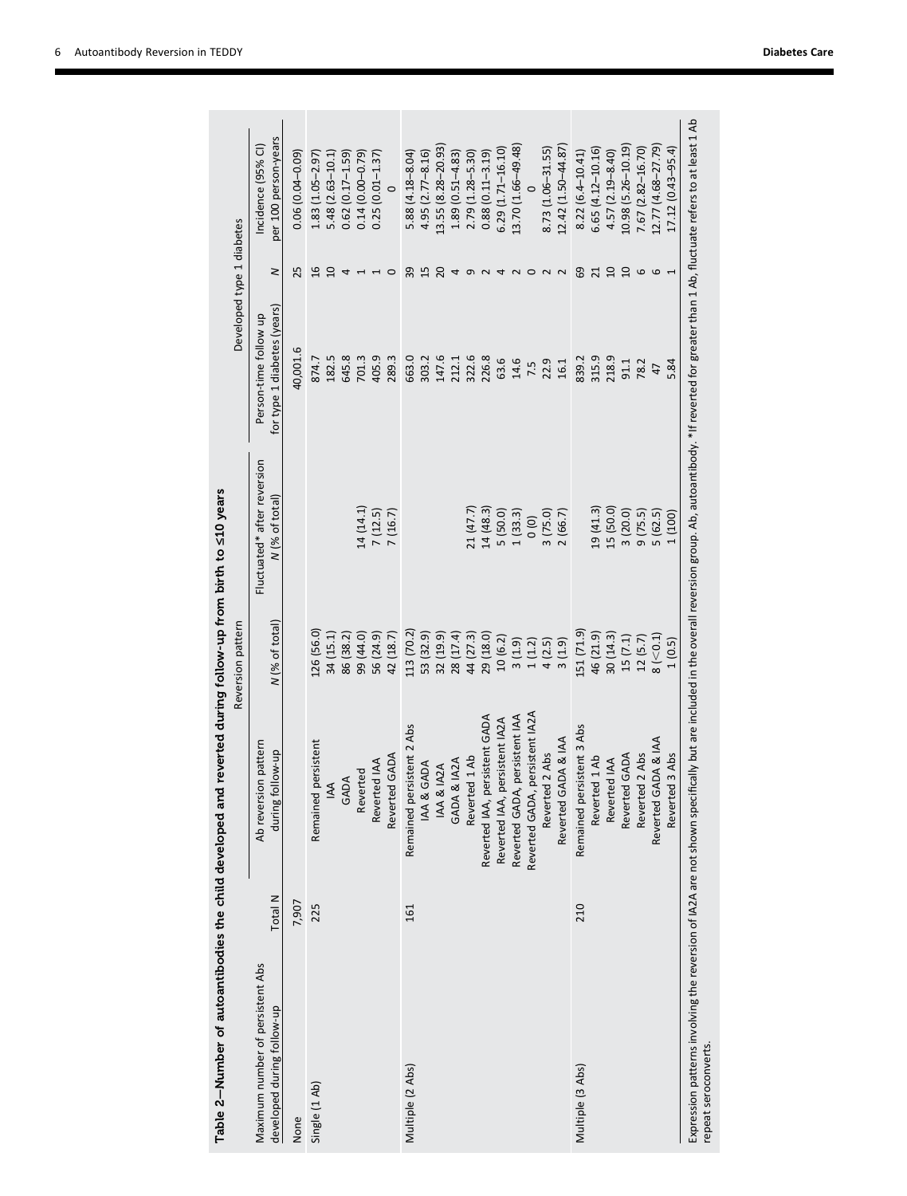**Table 2—Number of autoantibodies the child developed and reverted during follow-up from birth to ≤10 years**

| Maximum number of persistent Abs developed during follow-up | Total N | Reversion pattern | | | Developed type 1 diabetes | | |
|---|---|---|---|---|---|---|---|
| | | Ab reversion pattern during follow-up | N (% of total) | Fluctuated* after reversion N (% of total) | Person-time follow up for type 1 diabetes (years) | N | Incidence (95% CI) per 100 person-years |
| None | 7,907 | | | | 40,001.6 | 25 | 0.06 (0.04–0.09) |
| Single (1 Ab) | 225 | Remained persistent | 126 (56.0) | | 874.7 | 16 | 1.83 (1.05–2.97) |
| | | IAA | 34 (15.1) | | 182.5 | 10 | 5.48 (2.63–10.1) |
| | | GADA | 86 (38.2) | | 645.8 | 4 | 0.62 (0.17–1.59) |
| | | Reverted | 99 (44.0) | 14 (14.1) | 701.3 | 1 | 0.14 (0.00–0.79) |
| | | Reverted IAA | 56 (24.9) | 7 (12.5) | 405.9 | 1 | 0.25 (0.01–1.37) |
| | | Reverted GADA | 42 (18.7) | 7 (16.7) | 289.3 | 0 | 0 |
| Multiple (2 Abs) | 161 | Remained persistent 2 Abs | 113 (70.2) | | 663.0 | 39 | 5.88 (4.18–8.04) |
| | | IAA & GADA | 53 (32.9) | | 303.2 | 15 | 4.95 (2.77–8.16) |
| | | IAA & IA2A | 32 (19.9) | | 147.6 | 20 | 13.55 (8.28–20.93) |
| | | GADA & IA2A | 28 (17.4) | | 212.1 | 4 | 1.89 (0.51–4.83) |
| | | Reverted 1 Ab | 44 (27.3) | 21 (47.7) | 322.6 | 9 | 2.79 (1.28–5.30) |
| | | Reverted IAA, persistent GADA | 29 (18.0) | 14 (48.3) | 226.8 | 2 | 0.88 (0.11–3.19) |
| | | Reverted IAA, persistent IA2A | 10 (6.2) | 5 (50.0) | 63.6 | 4 | 6.29 (1.71–16.10) |
| | | Reverted GADA, persistent IAA | 3 (1.9) | 1 (33.3) | 14.6 | 2 | 13.70 (1.66–49.48) |
| | | Reverted GADA, persistent IA2A | 1 (1.2) | 0 (0) | 7.5 | 0 | 0 |
| | | Reverted 2 Abs | 4 (2.5) | 3 (75.0) | 22.9 | 2 | 8.73 (1.06–31.55) |
| | | Reverted GADA & IAA | 3 (1.9) | 2 (66.7) | 16.1 | 2 | 12.42 (1.50–44.87) |
| Multiple (3 Abs) | 210 | Remained persistent 3 Abs | 151 (71.9) | | 839.2 | 69 | 8.22 (6.4–10.41) |
| | | Reverted 1 Ab | 46 (21.9) | 19 (41.3) | 315.9 | 21 | 6.65 (4.12–10.16) |
| | | Reverted IAA | 30 (14.3) | 15 (50.0) | 218.9 | 10 | 4.57 (2.19–8.40) |
| | | Reverted GADA | 15 (7.1) | 3 (20.0) | 91.1 | 10 | 10.98 (5.26–10.19) |
| | | Reverted 2 Abs | 12 (5.7) | 9 (75.5) | 78.2 | 6 | 7.67 (2.82–16.70) |
| | | Reverted GADA & IAA | 8 (<0.1) | 5 (62.5) | 47 | 6 | 12.77 (4.68–27.79) |
| | | Reverted 3 Abs | 1 (0.5) | 1 (100) | 5.84 | 1 | 17.12 (0.43–95.4) |

Expression patterns involving the reversion of IA2A are not shown specifically but are included in the overall reversion group. Ab, autoantibody. *If reverted for greater than 1 Ab, fluctuate refers to at least 1 Ab repeat seroconverts.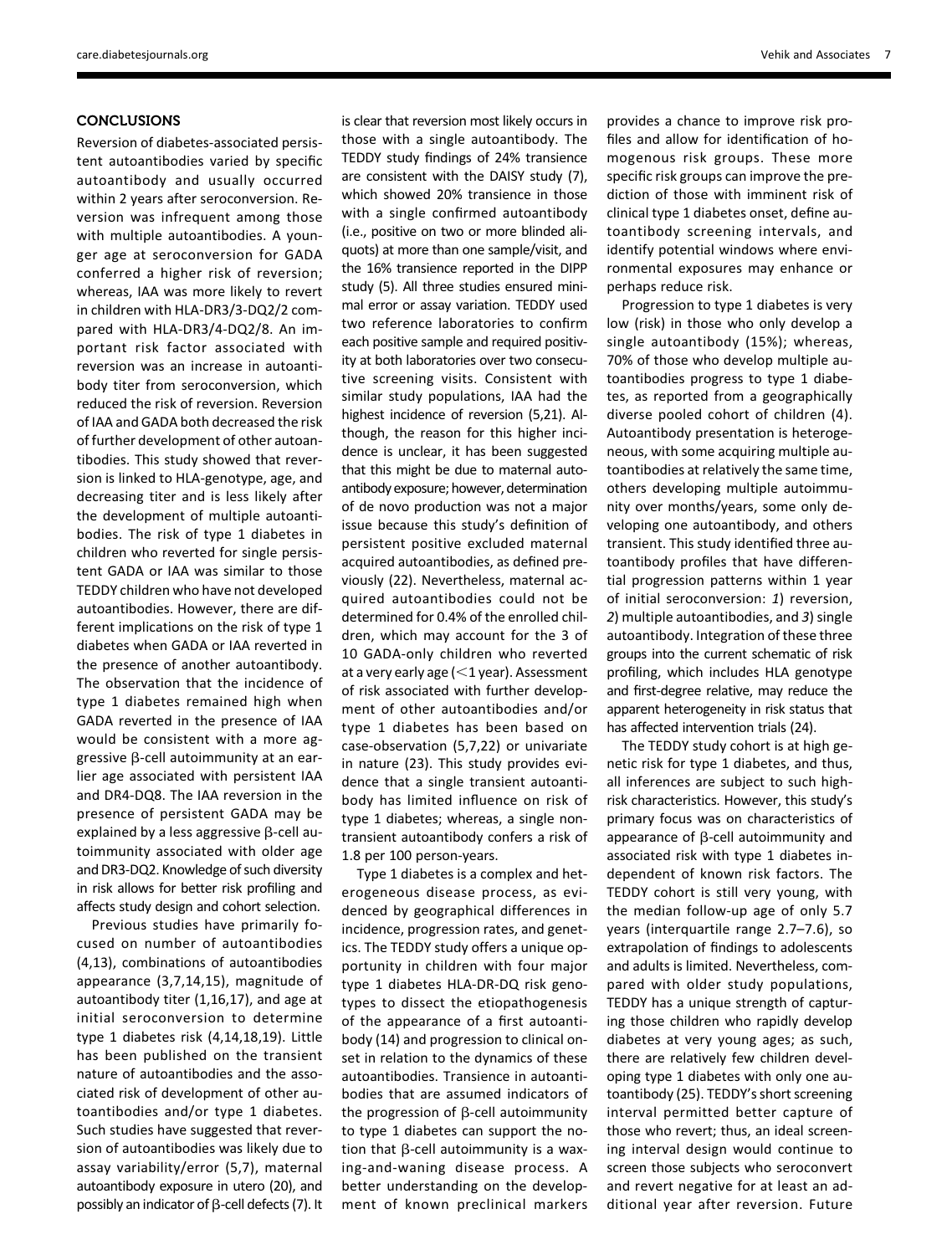## CONCLUSIONS

Reversion of diabetes-associated persistent autoantibodies varied by specific autoantibody and usually occurred within 2 years after seroconversion. Reversion was infrequent among those with multiple autoantibodies. A younger age at seroconversion for GADA conferred a higher risk of reversion; whereas, IAA was more likely to revert in children with HLA-DR3/3-DQ2/2 compared with HLA-DR3/4-DQ2/8. An important risk factor associated with reversion was an increase in autoantibody titer from seroconversion, which reduced the risk of reversion. Reversion of IAA and GADA both decreased the risk of further development of other autoantibodies. This study showed that reversion is linked to HLA-genotype, age, and decreasing titer and is less likely after the development of multiple autoantibodies. The risk of type 1 diabetes in children who reverted for single persistent GADA or IAA was similar to those TEDDY children who have not developed autoantibodies. However, there are different implications on the risk of type 1 diabetes when GADA or IAA reverted in the presence of another autoantibody. The observation that the incidence of type 1 diabetes remained high when GADA reverted in the presence of IAA would be consistent with a more aggressive β-cell autoimmunity at an earlier age associated with persistent IAA and DR4-DQ8. The IAA reversion in the presence of persistent GADA may be explained by a less aggressive β-cell autoimmunity associated with older age and DR3-DQ2. Knowledge of such diversity in risk allows for better risk profiling and affects study design and cohort selection.

Previous studies have primarily focused on number of autoantibodies (4,13), combinations of autoantibodies appearance (3,7,14,15), magnitude of autoantibody titer (1,16,17), and age at initial seroconversion to determine type 1 diabetes risk (4,14,18,19). Little has been published on the transient nature of autoantibodies and the associated risk of development of other autoantibodies and/or type 1 diabetes. Such studies have suggested that reversion of autoantibodies was likely due to assay variability/error (5,7), maternal autoantibody exposure in utero (20), and possibly an indicator of β-cell defects (7). It is clear that reversion most likely occurs in those with a single autoantibody. The TEDDY study findings of 24% transience are consistent with the DAISY study (7), which showed 20% transience in those with a single confirmed autoantibody (i.e., positive on two or more blinded aliquots) at more than one sample/visit, and the 16% transience reported in the DIPP study (5). All three studies ensured minimal error or assay variation. TEDDY used two reference laboratories to confirm each positive sample and required positivity at both laboratories over two consecutive screening visits. Consistent with similar study populations, IAA had the highest incidence of reversion (5,21). Although, the reason for this higher incidence is unclear, it has been suggested that this might be due to maternal autoantibody exposure; however, determination of de novo production was not a major issue because this study's definition of persistent positive excluded maternal acquired autoantibodies, as defined previously (22). Nevertheless, maternal acquired autoantibodies could not be determined for 0.4% of the enrolled children, which may account for the 3 of 10 GADA-only children who reverted at a very early age (<1 year). Assessment of risk associated with further development of other autoantibodies and/or type 1 diabetes has been based on case-observation (5,7,22) or univariate in nature (23). This study provides evidence that a single transient autoantibody has limited influence on risk of type 1 diabetes; whereas, a single nontransient autoantibody confers a risk of 1.8 per 100 person-years.

Type 1 diabetes is a complex and heterogeneous disease process, as evidenced by geographical differences in incidence, progression rates, and genetics. The TEDDY study offers a unique opportunity in children with four major type 1 diabetes HLA-DR-DQ risk genotypes to dissect the etiopathogenesis of the appearance of a first autoantibody (14) and progression to clinical onset in relation to the dynamics of these autoantibodies. Transience in autoantibodies that are assumed indicators of the progression of β-cell autoimmunity to type 1 diabetes can support the notion that β-cell autoimmunity is a waxing-and-waning disease process. A better understanding on the development of known preclinical markers provides a chance to improve risk profiles and allow for identification of homogenous risk groups. These more specific risk groups can improve the prediction of those with imminent risk of clinical type 1 diabetes onset, define autoantibody screening intervals, and identify potential windows where environmental exposures may enhance or perhaps reduce risk.

Progression to type 1 diabetes is very low (risk) in those who only develop a single autoantibody (15%); whereas, 70% of those who develop multiple autoantibodies progress to type 1 diabetes, as reported from a geographically diverse pooled cohort of children (4). Autoantibody presentation is heterogeneous, with some acquiring multiple autoantibodies at relatively the same time, others developing multiple autoimmunity over months/years, some only developing one autoantibody, and others transient. This study identified three autoantibody profiles that have differential progression patterns within 1 year of initial seroconversion: *1*) reversion, *2*) multiple autoantibodies, and *3*) single autoantibody. Integration of these three groups into the current schematic of risk profiling, which includes HLA genotype and first-degree relative, may reduce the apparent heterogeneity in risk status that has affected intervention trials (24).

The TEDDY study cohort is at high genetic risk for type 1 diabetes, and thus, all inferences are subject to such high-risk characteristics. However, this study's primary focus was on characteristics of appearance of β-cell autoimmunity and associated risk with type 1 diabetes independent of known risk factors. The TEDDY cohort is still very young, with the median follow-up age of only 5.7 years (interquartile range 2.7–7.6), so extrapolation of findings to adolescents and adults is limited. Nevertheless, compared with older study populations, TEDDY has a unique strength of capturing those children who rapidly develop diabetes at very young ages; as such, there are relatively few children developing type 1 diabetes with only one autoantibody (25). TEDDY's short screening interval permitted better capture of those who revert; thus, an ideal screening interval design would continue to screen those subjects who seroconvert and revert negative for at least an additional year after reversion. Future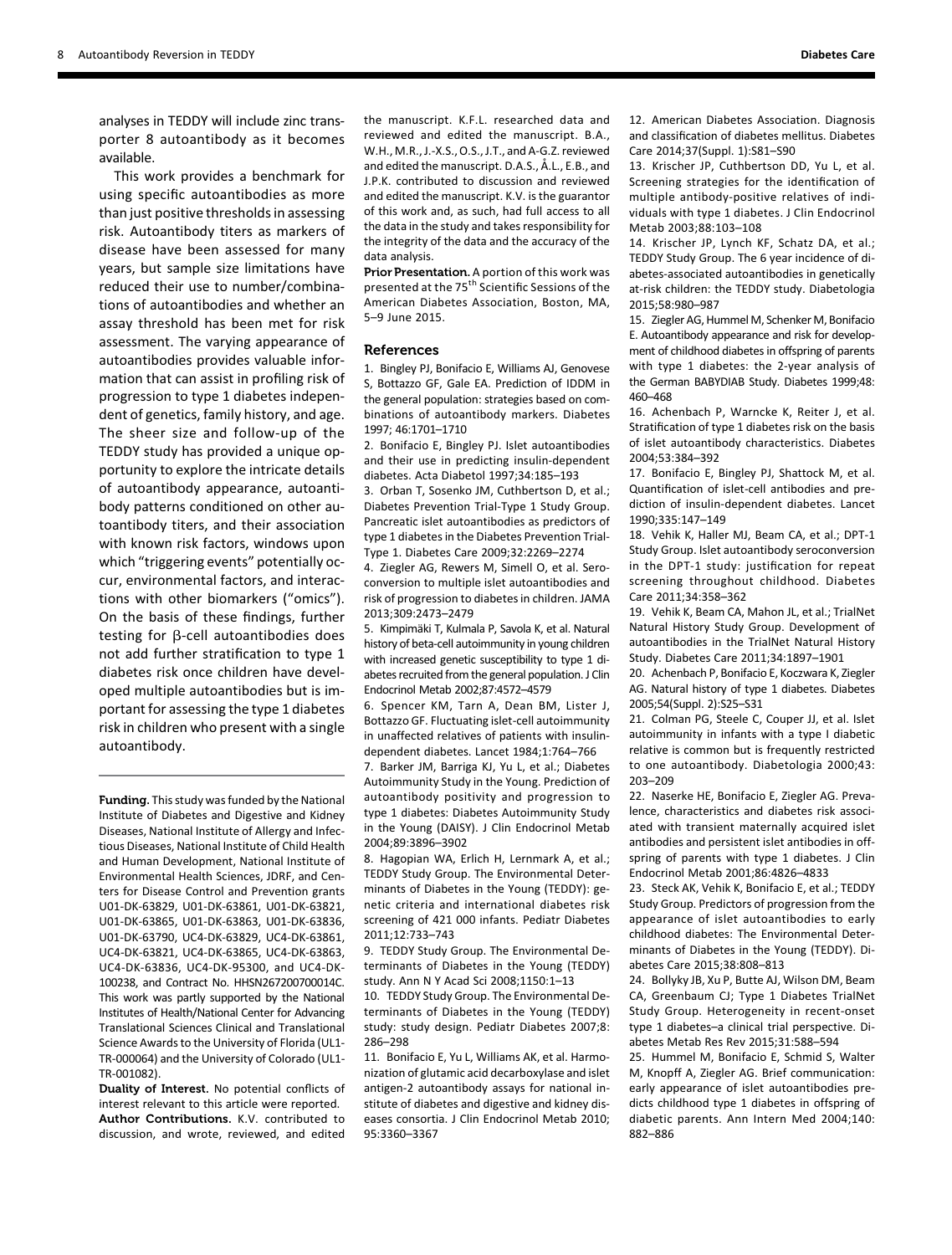analyses in TEDDY will include zinc transporter 8 autoantibody as it becomes available.

This work provides a benchmark for using specific autoantibodies as more than just positive thresholds in assessing risk. Autoantibody titers as markers of disease have been assessed for many years, but sample size limitations have reduced their use to number/combinations of autoantibodies and whether an assay threshold has been met for risk assessment. The varying appearance of autoantibodies provides valuable information that can assist in profiling risk of progression to type 1 diabetes independent of genetics, family history, and age. The sheer size and follow-up of the TEDDY study has provided a unique opportunity to explore the intricate details of autoantibody appearance, autoantibody patterns conditioned on other autoantibody titers, and their association with known risk factors, windows upon which "triggering events" potentially occur, environmental factors, and interactions with other biomarkers ("omics"). On the basis of these findings, further testing for β-cell autoantibodies does not add further stratification to type 1 diabetes risk once children have developed multiple autoantibodies but is important for assessing the type 1 diabetes risk in children who present with a single autoantibody.

**Funding.** This study was funded by the National Institute of Diabetes and Digestive and Kidney Diseases, National Institute of Allergy and Infectious Diseases, National Institute of Child Health and Human Development, National Institute of Environmental Health Sciences, JDRF, and Centers for Disease Control and Prevention grants U01-DK-63829, U01-DK-63861, U01-DK-63821, U01-DK-63865, U01-DK-63863, U01-DK-63836, U01-DK-63790, UC4-DK-63829, UC4-DK-63861, UC4-DK-63821, UC4-DK-63865, UC4-DK-63863, UC4-DK-63836, UC4-DK-95300, and UC4-DK-100238, and Contract No. HHSN267200700014C. This work was partly supported by the National Institutes of Health/National Center for Advancing Translational Sciences Clinical and Translational Science Awards to the University of Florida (UL1-TR-000064) and the University of Colorado (UL1-TR-001082).

**Duality of Interest.** No potential conflicts of interest relevant to this article were reported.

**Author Contributions.** K.V. contributed to discussion, and wrote, reviewed, and edited the manuscript. K.F.L. researched data and reviewed and edited the manuscript. B.A., W.H., M.R., J.-X.S., O.S., J.T., and A-G.Z. reviewed and edited the manuscript. D.A.S., Å.L., E.B., and J.P.K. contributed to discussion and reviewed and edited the manuscript. K.V. is the guarantor of this work and, as such, had full access to all the data in the study and takes responsibility for the integrity of the data and the accuracy of the data analysis.

**Prior Presentation.** A portion of this work was presented at the 75th Scientific Sessions of the American Diabetes Association, Boston, MA, 5–9 June 2015.

## References

1. Bingley PJ, Bonifacio E, Williams AJ, Genovese S, Bottazzo GF, Gale EA. Prediction of IDDM in the general population: strategies based on combinations of autoantibody markers. Diabetes 1997; 46:1701–1710
2. Bonifacio E, Bingley PJ. Islet autoantibodies and their use in predicting insulin-dependent diabetes. Acta Diabetol 1997;34:185–193
3. Orban T, Sosenko JM, Cuthbertson D, et al.; Diabetes Prevention Trial-Type 1 Study Group. Pancreatic islet autoantibodies as predictors of type 1 diabetes in the Diabetes Prevention Trial-Type 1. Diabetes Care 2009;32:2269–2274
4. Ziegler AG, Rewers M, Simell O, et al. Seroconversion to multiple islet autoantibodies and risk of progression to diabetes in children. JAMA 2013;309:2473–2479
5. Kimpimäki T, Kulmala P, Savola K, et al. Natural history of beta-cell autoimmunity in young children with increased genetic susceptibility to type 1 diabetes recruited from the general population. J Clin Endocrinol Metab 2002;87:4572–4579
6. Spencer KM, Tarn A, Dean BM, Lister J, Bottazzo GF. Fluctuating islet-cell autoimmunity in unaffected relatives of patients with insulin-dependent diabetes. Lancet 1984;1:764–766
7. Barker JM, Barriga KJ, Yu L, et al.; Diabetes Autoimmunity Study in the Young. Prediction of autoantibody positivity and progression to type 1 diabetes: Diabetes Autoimmunity Study in the Young (DAISY). J Clin Endocrinol Metab 2004;89:3896–3902
8. Hagopian WA, Erlich H, Lernmark A, et al.; TEDDY Study Group. The Environmental Determinants of Diabetes in the Young (TEDDY): genetic criteria and international diabetes risk screening of 421 000 infants. Pediatr Diabetes 2011;12:733–743
9. TEDDY Study Group. The Environmental Determinants of Diabetes in the Young (TEDDY) study. Ann N Y Acad Sci 2008;1150:1–13
10. TEDDY Study Group. The Environmental Determinants of Diabetes in the Young (TEDDY) study: study design. Pediatr Diabetes 2007;8: 286–298
11. Bonifacio E, Yu L, Williams AK, et al. Harmonization of glutamic acid decarboxylase and islet antigen-2 autoantibody assays for national institute of diabetes and digestive and kidney diseases consortia. J Clin Endocrinol Metab 2010; 95:3360–3367
12. American Diabetes Association. Diagnosis and classification of diabetes mellitus. Diabetes Care 2014;37(Suppl. 1):S81–S90
13. Krischer JP, Cuthbertson DD, Yu L, et al. Screening strategies for the identification of multiple antibody-positive relatives of individuals with type 1 diabetes. J Clin Endocrinol Metab 2003;88:103–108
14. Krischer JP, Lynch KF, Schatz DA, et al.; TEDDY Study Group. The 6 year incidence of diabetes-associated autoantibodies in genetically at-risk children: the TEDDY study. Diabetologia 2015;58:980–987
15. Ziegler AG, Hummel M, Schenker M, Bonifacio E. Autoantibody appearance and risk for development of childhood diabetes in offspring of parents with type 1 diabetes: the 2-year analysis of the German BABYDIAB Study. Diabetes 1999;48: 460–468
16. Achenbach P, Warncke K, Reiter J, et al. Stratification of type 1 diabetes risk on the basis of islet autoantibody characteristics. Diabetes 2004;53:384–392
17. Bonifacio E, Bingley PJ, Shattock M, et al. Quantification of islet-cell antibodies and prediction of insulin-dependent diabetes. Lancet 1990;335:147–149
18. Vehik K, Haller MJ, Beam CA, et al.; DPT-1 Study Group. Islet autoantibody seroconversion in the DPT-1 study: justification for repeat screening throughout childhood. Diabetes Care 2011;34:358–362
19. Vehik K, Beam CA, Mahon JL, et al.; TrialNet Natural History Study Group. Development of autoantibodies in the TrialNet Natural History Study. Diabetes Care 2011;34:1897–1901
20. Achenbach P, Bonifacio E, Koczwara K, Ziegler AG. Natural history of type 1 diabetes. Diabetes 2005;54(Suppl. 2):S25–S31
21. Colman PG, Steele C, Couper JJ, et al. Islet autoimmunity in infants with a type I diabetic relative is common but is frequently restricted to one autoantibody. Diabetologia 2000;43: 203–209
22. Naserke HE, Bonifacio E, Ziegler AG. Prevalence, characteristics and diabetes risk associated with transient maternally acquired islet antibodies and persistent islet antibodies in offspring of parents with type 1 diabetes. J Clin Endocrinol Metab 2001;86:4826–4833
23. Steck AK, Vehik K, Bonifacio E, et al.; TEDDY Study Group. Predictors of progression from the appearance of islet autoantibodies to early childhood diabetes: The Environmental Determinants of Diabetes in the Young (TEDDY). Diabetes Care 2015;38:808–813
24. Bollyky JB, Xu P, Butte AJ, Wilson DM, Beam CA, Greenbaum CJ; Type 1 Diabetes TrialNet Study Group. Heterogeneity in recent-onset type 1 diabetes–a clinical trial perspective. Diabetes Metab Res Rev 2015;31:588–594
25. Hummel M, Bonifacio E, Schmid S, Walter M, Knopff A, Ziegler AG. Brief communication: early appearance of islet autoantibodies predicts childhood type 1 diabetes in offspring of diabetic parents. Ann Intern Med 2004;140: 882–886